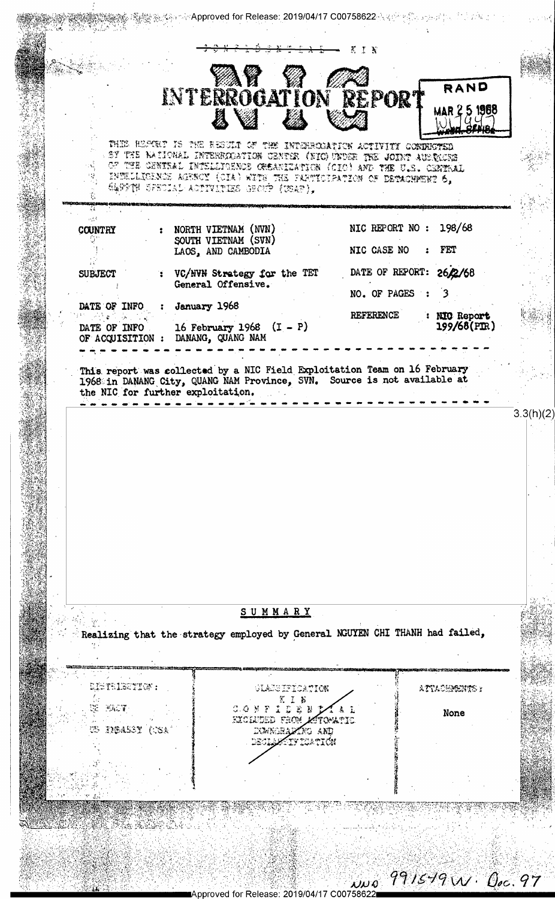CONFIDENTIAL KIN

# NIC INTERROGATION REPORT

RAND
MAR 25 1968
WL1947

THIS REPORT IS THE RESULT OF THE INTERROGATION ACTIVITY CONDUCTED BY THE NATIONAL INTERROGATION CENTER (NIC) UNDER THE JOINT AUSPICES OF THE CENTRAL INTELLIGENCE ORGANIZATION (CIO) AND THE U.S. CENTRAL INTELLIGENCE AGENCY (CIA) WITH THE PARTICIPATION OF DETACHMENT 6, 6499TH SPECIAL ACTIVITIES GROUP (USAF).

| | | | |
|---|---|---|---|
| COUNTRY | : NORTH VIETNAM (NVN) SOUTH VIETNAM (SVN) LAOS, AND CAMBODIA | NIC REPORT NO : | 198/68 |
| | | NIC CASE NO : | FET |
| SUBJECT | : VC/NVN Strategy for the TET General Offensive. | DATE OF REPORT: | 26/2/68 |
| | | NO. OF PAGES : | 3 |
| DATE OF INFO | : January 1968 | REFERENCE : | NIC Report 199/68(PIR) |
| DATE OF INFO OF ACQUISITION | : 16 February 1968 (I - P) DANANG, QUANG NAM | | |

This report was collected by a NIC Field Exploitation Team on 16 February 1968 in DANANG City, QUANG NAM Province, SVN. Source is not available at the NIC for further exploitation.

3.3(h)(2)

## SUMMARY

Realizing that the strategy employed by General NGUYEN CHI THANH had failed,

| | | |
|---|---|---|
| DISTRIBUTION: | CLASSIFICATION | ATTACHMENTS: |
| US MACV | KIN | None |
| US EMBASSY (CSA) | CONFIDENTIAL EXCLUDED FROM AUTOMATIC DOWNGRADING AND DECLASSIFICATION | |

NND 991549 W. Oct. 97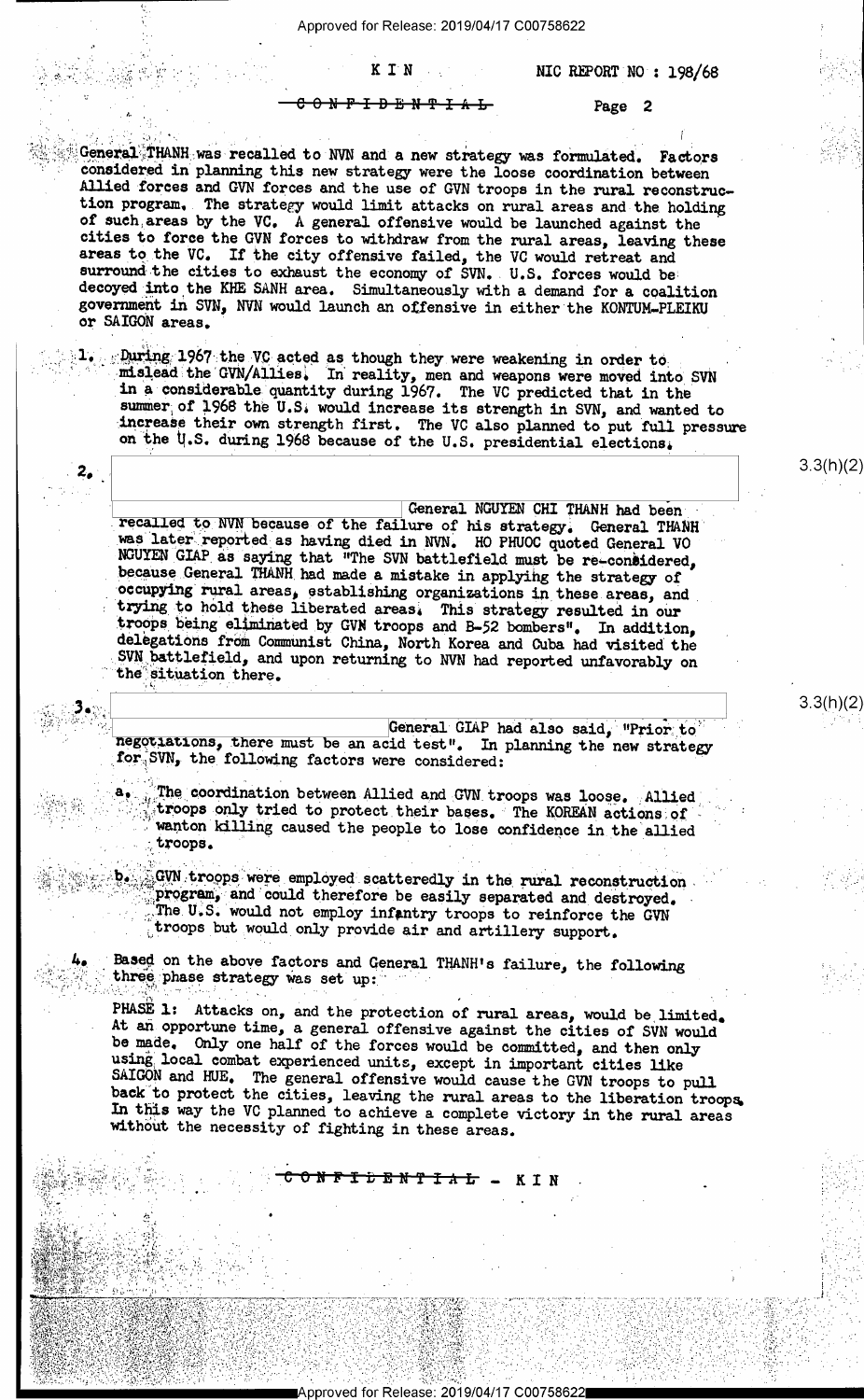General THANH was recalled to NVN and a new strategy was formulated. Factors considered in planning this new strategy were the loose coordination between Allied forces and GVN forces and the use of GVN troops in the rural reconstruction program. The strategy would limit attacks on rural areas and the holding of such areas by the VC. A general offensive would be launched against the cities to force the GVN forces to withdraw from the rural areas, leaving these areas to the VC. If the city offensive failed, the VC would retreat and surround the cities to exhaust the economy of SVN. U.S. forces would be decoyed into the KHE SANH area. Simultaneously with a demand for a coalition government in SVN, NVN would launch an offensive in either the KONTUM-PLEIKU or SAIGON areas.

1. During 1967 the VC acted as though they were weakening in order to mislead the GVN/Allies. In reality, men and weapons were moved into SVN in a considerable quantity during 1967. The VC predicted that in the summer of 1968 the U.S. would increase its strength in SVN, and wanted to increase their own strength first. The VC also planned to put full pressure on the U.S. during 1968 because of the U.S. presidential elections.

2. [redacted] 3.3(h)(2)

   General NGUYEN CHI THANH had been recalled to NVN because of the failure of his strategy. General THANH was later reported as having died in NVN. HO PHUOC quoted General VO NGUYEN GIAP as saying that "The SVN battlefield must be re-considered, because General THANH had made a mistake in applying the strategy of occupying rural areas, establishing organizations in these areas, and trying to hold these liberated areas. This strategy resulted in our troops being eliminated by GVN troops and B-52 bombers". In addition, delegations from Communist China, North Korea and Cuba had visited the SVN battlefield, and upon returning to NVN had reported unfavorably on the situation there.

3. [redacted] 3.3(h)(2)

   General GIAP had also said, "Prior to negotiations, there must be an acid test". In planning the new strategy for SVN, the following factors were considered:

   a. The coordination between Allied and GVN troops was loose. Allied troops only tried to protect their bases. The KOREAN actions of wanton killing caused the people to lose confidence in the allied troops.

   b. GVN troops were employed scatteredly in the rural reconstruction program, and could therefore be easily separated and destroyed. The U.S. would not employ infantry troops to reinforce the GVN troops but would only provide air and artillery support.

4. Based on the above factors and General THANH's failure, the following three phase strategy was set up:

   PHASE 1: Attacks on, and the protection of rural areas, would be limited. At an opportune time, a general offensive against the cities of SVN would be made. Only one half of the forces would be committed, and then only using local combat experienced units, except in important cities like SAIGON and HUE. The general offensive would cause the GVN troops to pull back to protect the cities, leaving the rural areas to the liberation troops. In this way the VC planned to achieve a complete victory in the rural areas without the necessity of fighting in these areas.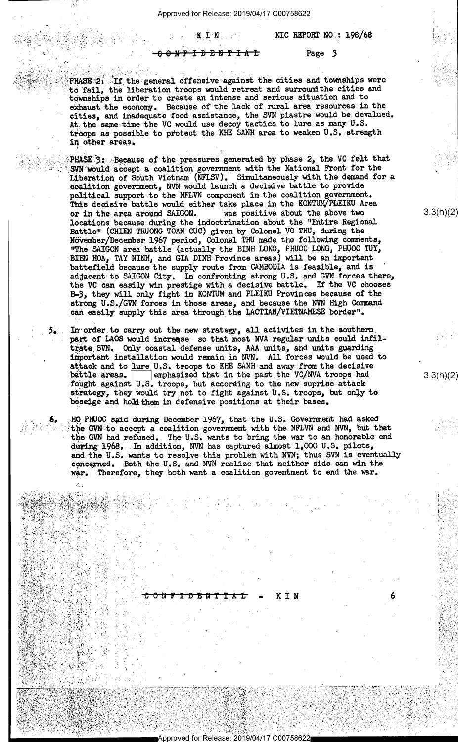PHASE 2: If the general offensive against the cities and townships were to fail, the liberation troops would retreat and surround the cities and townships in order to create an intense and serious situation and to exhaust the economy. Because of the lack of rural area resources in the cities, and inadequate food assistance, the SVN piastre would be devalued. At the same time the VC would use decoy tactics to lure as many U.S. troops as possible to protect the KHE SANH area to weaken U.S. strength in other areas.

PHASE 3: Because of the pressures generated by phase 2, the VC felt that SVN would accept a coalition government with the National Front for the Liberation of South Vietnam (NFLSV). Simultaneously with the demand for a coalition government, NVN would launch a decisive battle to provide political support to the NFLVN component in the coalition government. This decisive battle would either take place in the KONTUM/PLEIKU Area or in the area around SAIGON. [ ] was positive about the above two locations because during the indoctrination about the "Entire Regional Battle" (CHIEN TRUONG TOAN CUC) given by Colonel VO THU, during the November/December 1967 period, Colonel THU made the following comments, "The SAIGON area battle (actually the BINH LONG, PHUOC LONG, PHUOC TUY, BIEN HOA, TAY NINH, and GIA DINH Province areas) will be an important battlefield because the supply route from CAMBODIA is feasible, and is adjacent to SAIGON City. In confronting strong U.S. and GVN forces there, the VC can easily win prestige with a decisive battle. If the VC chooses B-3, they will only fight in KONTUM and PLEIKU Provinces because of the strong U.S./GVN forces in those areas, and because the NVN High Command can easily supply this area through the LAOTIAN/VIETNAMESE border".

3.3(h)(2)

5. In order to carry out the new strategy, all activites in the southern part of LAOS would increase so that most NVA regular units could infiltrate SVN. Only coastal defense units, AAA units, and units guarding important installation would remain in NVN. All forces would be used to attack and to lure U.S. troops to KHE SANH and away from the decisive battle areas. [ ] emphasized that in the past the VC/NVA troops had fought against U.S. troops, but according to the new suprise attack strategy, they would try not to fight against U.S. troops, but only to beseige and hold them in defensive positions at their bases.

3.3(h)(2)

6. HO PHUOC said during December 1967, that the U.S. Government had asked the GVN to accept a coalition government with the NFLVN and NVN, but that the GVN had refused. The U.S. wants to bring the war to an honorable end during 1968. In addition, NVN has captured almost 1,000 U.S. pilots, and the U.S. wants to resolve this problem with NVN; thus SVN is eventually concerned. Both the U.S. and NVN realize that neither side can win the war. Therefore, they both want a coalition goventment to end the war.